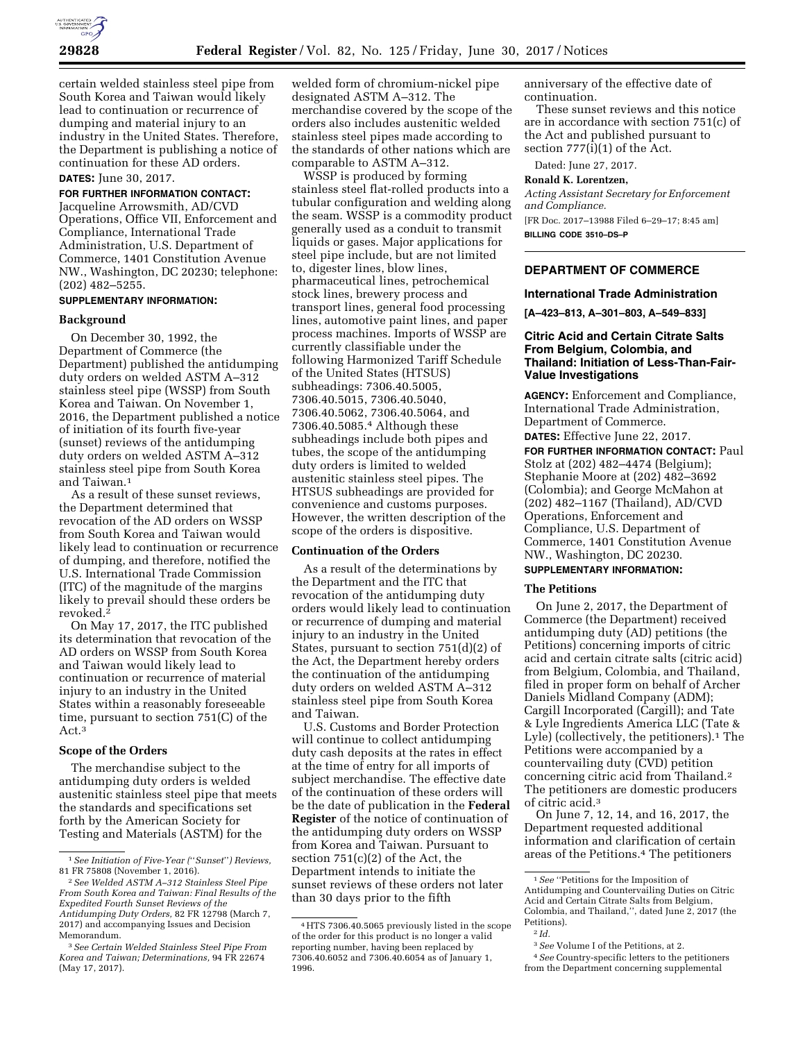certain welded stainless steel pipe from South Korea and Taiwan would likely lead to continuation or recurrence of dumping and material injury to an industry in the United States. Therefore, the Department is publishing a notice of continuation for these AD orders.

**DATES:** June 30, 2017.

**FOR FURTHER INFORMATION CONTACT:** Jacqueline Arrowsmith, AD/CVD Operations, Office VII, Enforcement and Compliance, International Trade Administration, U.S. Department of Commerce, 1401 Constitution Avenue NW., Washington, DC 20230; telephone: (202) 482–5255.

**SUPPLEMENTARY INFORMATION:**

**Background**

On December 30, 1992, the Department of Commerce (the Department) published the antidumping duty orders on welded ASTM A–312 stainless steel pipe (WSSP) from South Korea and Taiwan. On November 1, 2016, the Department published a notice of initiation of its fourth five-year (sunset) reviews of the antidumping duty orders on welded ASTM A–312 stainless steel pipe from South Korea and Taiwan.[1]

As a result of these sunset reviews, the Department determined that revocation of the AD orders on WSSP from South Korea and Taiwan would likely lead to continuation or recurrence of dumping, and therefore, notified the U.S. International Trade Commission (ITC) of the magnitude of the margins likely to prevail should these orders be revoked.[2]

On May 17, 2017, the ITC published its determination that revocation of the AD orders on WSSP from South Korea and Taiwan would likely lead to continuation or recurrence of material injury to an industry in the United States within a reasonably foreseeable time, pursuant to section 751(C) of the Act.[3]

**Scope of the Orders**

The merchandise subject to the antidumping duty orders is welded austenitic stainless steel pipe that meets the standards and specifications set forth by the American Society for Testing and Materials (ASTM) for the welded form of chromium-nickel pipe designated ASTM A–312. The merchandise covered by the scope of the orders also includes austenitic welded stainless steel pipes made according to the standards of other nations which are comparable to ASTM A–312.

WSSP is produced by forming stainless steel flat-rolled products into a tubular configuration and welding along the seam. WSSP is a commodity product generally used as a conduit to transmit liquids or gases. Major applications for steel pipe include, but are not limited to, digester lines, blow lines, pharmaceutical lines, petrochemical stock lines, brewery process and transport lines, general food processing lines, automotive paint lines, and paper process machines. Imports of WSSP are currently classifiable under the following Harmonized Tariff Schedule of the United States (HTSUS) subheadings: 7306.40.5005, 7306.40.5015, 7306.40.5040, 7306.40.5062, 7306.40.5064, and 7306.40.5085.[4] Although these subheadings include both pipes and tubes, the scope of the antidumping duty orders is limited to welded austenitic stainless steel pipes. The HTSUS subheadings are provided for convenience and customs purposes. However, the written description of the scope of the orders is dispositive.

**Continuation of the Orders**

As a result of the determinations by the Department and the ITC that revocation of the antidumping duty orders would likely lead to continuation or recurrence of dumping and material injury to an industry in the United States, pursuant to section 751(d)(2) of the Act, the Department hereby orders the continuation of the antidumping duty orders on welded ASTM A–312 stainless steel pipe from South Korea and Taiwan.

U.S. Customs and Border Protection will continue to collect antidumping duty cash deposits at the rates in effect at the time of entry for all imports of subject merchandise. The effective date of the continuation of these orders will be the date of publication in the **Federal Register** of the notice of continuation of the antidumping duty orders on WSSP from Korea and Taiwan. Pursuant to section 751(c)(2) of the Act, the Department intends to initiate the sunset reviews of these orders not later than 30 days prior to the fifth anniversary of the effective date of continuation.

These sunset reviews and this notice are in accordance with section 751(c) of the Act and published pursuant to section 777(i)(1) of the Act.

Dated: June 27, 2017.

**Ronald K. Lorentzen,**

*Acting Assistant Secretary for Enforcement and Compliance.*

[FR Doc. 2017–13988 Filed 6–29–17; 8:45 am]

**BILLING CODE 3510–DS–P**

[1] *See Initiation of Five-Year (''Sunset'') Reviews,* 81 FR 75808 (November 1, 2016).

[2] *See Welded ASTM A–312 Stainless Steel Pipe From South Korea and Taiwan: Final Results of the Expedited Fourth Sunset Reviews of the Antidumping Duty Orders,* 82 FR 12798 (March 7, 2017) and accompanying Issues and Decision Memorandum.

[3] *See Certain Welded Stainless Steel Pipe From Korea and Taiwan; Determinations,* 94 FR 22674 (May 17, 2017).

[4] HTS 7306.40.5065 previously listed in the scope of the order for this product is no longer a valid reporting number, having been replaced by 7306.40.6052 and 7306.40.6054 as of January 1, 1996.

## DEPARTMENT OF COMMERCE

### International Trade Administration

**[A–423–813, A–301–803, A–549–833]**

### Citric Acid and Certain Citrate Salts From Belgium, Colombia, and Thailand: Initiation of Less-Than-Fair-Value Investigations

**AGENCY:** Enforcement and Compliance, International Trade Administration, Department of Commerce.

**DATES:** Effective June 22, 2017.

**FOR FURTHER INFORMATION CONTACT:** Paul Stolz at (202) 482–4474 (Belgium); Stephanie Moore at (202) 482–3692 (Colombia); and George McMahon at (202) 482–1167 (Thailand), AD/CVD Operations, Enforcement and Compliance, U.S. Department of Commerce, 1401 Constitution Avenue NW., Washington, DC 20230.

**SUPPLEMENTARY INFORMATION:**

**The Petitions**

On June 2, 2017, the Department of Commerce (the Department) received antidumping duty (AD) petitions (the Petitions) concerning imports of citric acid and certain citrate salts (citric acid) from Belgium, Colombia, and Thailand, filed in proper form on behalf of Archer Daniels Midland Company (ADM); Cargill Incorporated (Cargill); and Tate & Lyle Ingredients America LLC (Tate & Lyle) (collectively, the petitioners).[1] The Petitions were accompanied by a countervailing duty (CVD) petition concerning citric acid from Thailand.[2] The petitioners are domestic producers of citric acid.[3]

On June 7, 12, 14, and 16, 2017, the Department requested additional information and clarification of certain areas of the Petitions.[4] The petitioners

[1] *See* ''Petitions for the Imposition of Antidumping and Countervailing Duties on Citric Acid and Certain Citrate Salts from Belgium, Colombia, and Thailand,'', dated June 2, 2017 (the Petitions).

[2] *Id.*

[3] *See* Volume I of the Petitions, at 2.

[4] *See* Country-specific letters to the petitioners from the Department concerning supplemental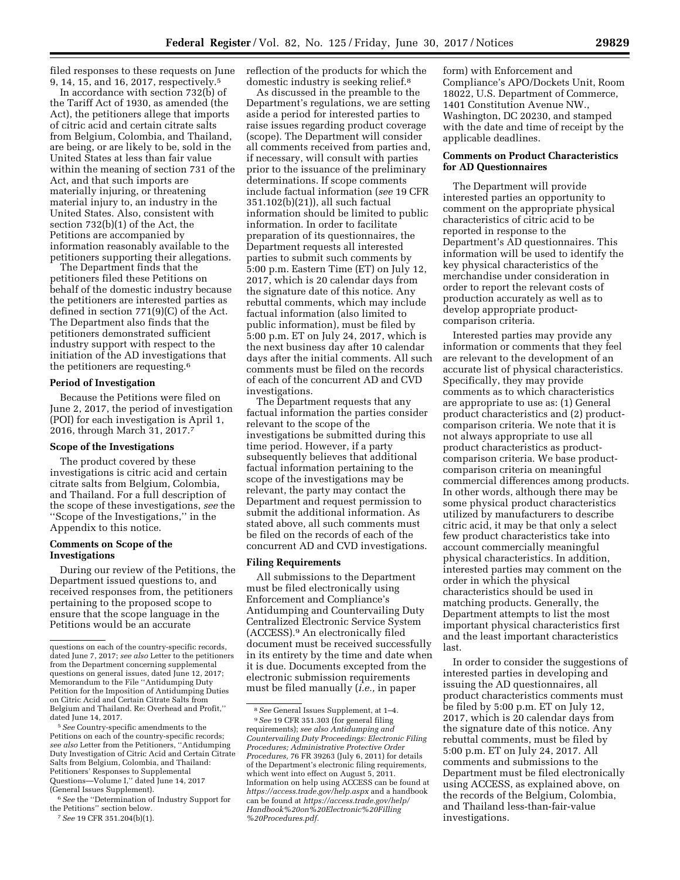filed responses to these requests on June 9, 14, 15, and 16, 2017, respectively.[5]

In accordance with section 732(b) of the Tariff Act of 1930, as amended (the Act), the petitioners allege that imports of citric acid and certain citrate salts from Belgium, Colombia, and Thailand, are being, or are likely to be, sold in the United States at less than fair value within the meaning of section 731 of the Act, and that such imports are materially injuring, or threatening material injury to, an industry in the United States. Also, consistent with section 732(b)(1) of the Act, the Petitions are accompanied by information reasonably available to the petitioners supporting their allegations.

The Department finds that the petitioners filed these Petitions on behalf of the domestic industry because the petitioners are interested parties as defined in section 771(9)(C) of the Act. The Department also finds that the petitioners demonstrated sufficient industry support with respect to the initiation of the AD investigations that the petitioners are requesting.[6]

**Period of Investigation**

Because the Petitions were filed on June 2, 2017, the period of investigation (POI) for each investigation is April 1, 2016, through March 31, 2017.[7]

**Scope of the Investigations**

The product covered by these investigations is citric acid and certain citrate salts from Belgium, Colombia, and Thailand. For a full description of the scope of these investigations, *see* the ''Scope of the Investigations,'' in the Appendix to this notice.

**Comments on Scope of the Investigations**

During our review of the Petitions, the Department issued questions to, and received responses from, the petitioners pertaining to the proposed scope to ensure that the scope language in the Petitions would be an accurate reflection of the products for which the domestic industry is seeking relief.[8]

As discussed in the preamble to the Department's regulations, we are setting aside a period for interested parties to raise issues regarding product coverage (scope). The Department will consider all comments received from parties and, if necessary, will consult with parties prior to the issuance of the preliminary determinations. If scope comments include factual information (*see* 19 CFR 351.102(b)(21)), all such factual information should be limited to public information. In order to facilitate preparation of its questionnaires, the Department requests all interested parties to submit such comments by 5:00 p.m. Eastern Time (ET) on July 12, 2017, which is 20 calendar days from the signature date of this notice. Any rebuttal comments, which may include factual information (also limited to public information), must be filed by 5:00 p.m. ET on July 24, 2017, which is the next business day after 10 calendar days after the initial comments. All such comments must be filed on the records of each of the concurrent AD and CVD investigations.

The Department requests that any factual information the parties consider relevant to the scope of the investigations be submitted during this time period. However, if a party subsequently believes that additional factual information pertaining to the scope of the investigations may be relevant, the party may contact the Department and request permission to submit the additional information. As stated above, all such comments must be filed on the records of each of the concurrent AD and CVD investigations.

**Filing Requirements**

All submissions to the Department must be filed electronically using Enforcement and Compliance's Antidumping and Countervailing Duty Centralized Electronic Service System (ACCESS).[9] An electronically filed document must be received successfully in its entirety by the time and date when it is due. Documents excepted from the electronic submission requirements must be filed manually (*i.e.,* in paper form) with Enforcement and Compliance's APO/Dockets Unit, Room 18022, U.S. Department of Commerce, 1401 Constitution Avenue NW., Washington, DC 20230, and stamped with the date and time of receipt by the applicable deadlines.

**Comments on Product Characteristics for AD Questionnaires**

The Department will provide interested parties an opportunity to comment on the appropriate physical characteristics of citric acid to be reported in response to the Department's AD questionnaires. This information will be used to identify the key physical characteristics of the merchandise under consideration in order to report the relevant costs of production accurately as well as to develop appropriate product-comparison criteria.

Interested parties may provide any information or comments that they feel are relevant to the development of an accurate list of physical characteristics. Specifically, they may provide comments as to which characteristics are appropriate to use as: (1) General product characteristics and (2) product-comparison criteria. We note that it is not always appropriate to use all product characteristics as product-comparison criteria. We base product-comparison criteria on meaningful commercial differences among products. In other words, although there may be some physical product characteristics utilized by manufacturers to describe citric acid, it may be that only a select few product characteristics take into account commercially meaningful physical characteristics. In addition, interested parties may comment on the order in which the physical characteristics should be used in matching products. Generally, the Department attempts to list the most important physical characteristics first and the least important characteristics last.

In order to consider the suggestions of interested parties in developing and issuing the AD questionnaires, all product characteristics comments must be filed by 5:00 p.m. ET on July 12, 2017, which is 20 calendar days from the signature date of this notice. Any rebuttal comments, must be filed by 5:00 p.m. ET on July 24, 2017. All comments and submissions to the Department must be filed electronically using ACCESS, as explained above, on the records of the Belgium, Colombia, and Thailand less-than-fair-value investigations.

---

questions on each of the country-specific records, dated June 7, 2017; *see also* Letter to the petitioners from the Department concerning supplemental questions on general issues, dated June 12, 2017; Memorandum to the File ''Antidumping Duty Petition for the Imposition of Antidumping Duties on Citric Acid and Certain Citrate Salts from Belgium and Thailand. Re: Overhead and Profit,'' dated June 14, 2017.

[5] *See* Country-specific amendments to the Petitions on each of the country-specific records; *see also* Letter from the Petitioners, ''Antidumping Duty Investigation of Citric Acid and Certain Citrate Salts from Belgium, Colombia, and Thailand: Petitioners' Responses to Supplemental Questions—Volume I,'' dated June 14, 2017 (General Issues Supplement).

[6] *See* the ''Determination of Industry Support for the Petitions'' section below.

[7] *See* 19 CFR 351.204(b)(1).

[8] *See* General Issues Supplement, at 1–4.

[9] *See* 19 CFR 351.303 (for general filing requirements); *see also Antidumping and Countervailing Duty Proceedings: Electronic Filing Procedures; Administrative Protective Order Procedures,* 76 FR 39263 (July 6, 2011) for details of the Department's electronic filing requirements, which went into effect on August 5, 2011. Information on help using ACCESS can be found at *https://access.trade.gov/help.aspx* and a handbook can be found at *https://access.trade.gov/help/Handbook%20on%20Electronic%20Filling%20Procedures.pdf.*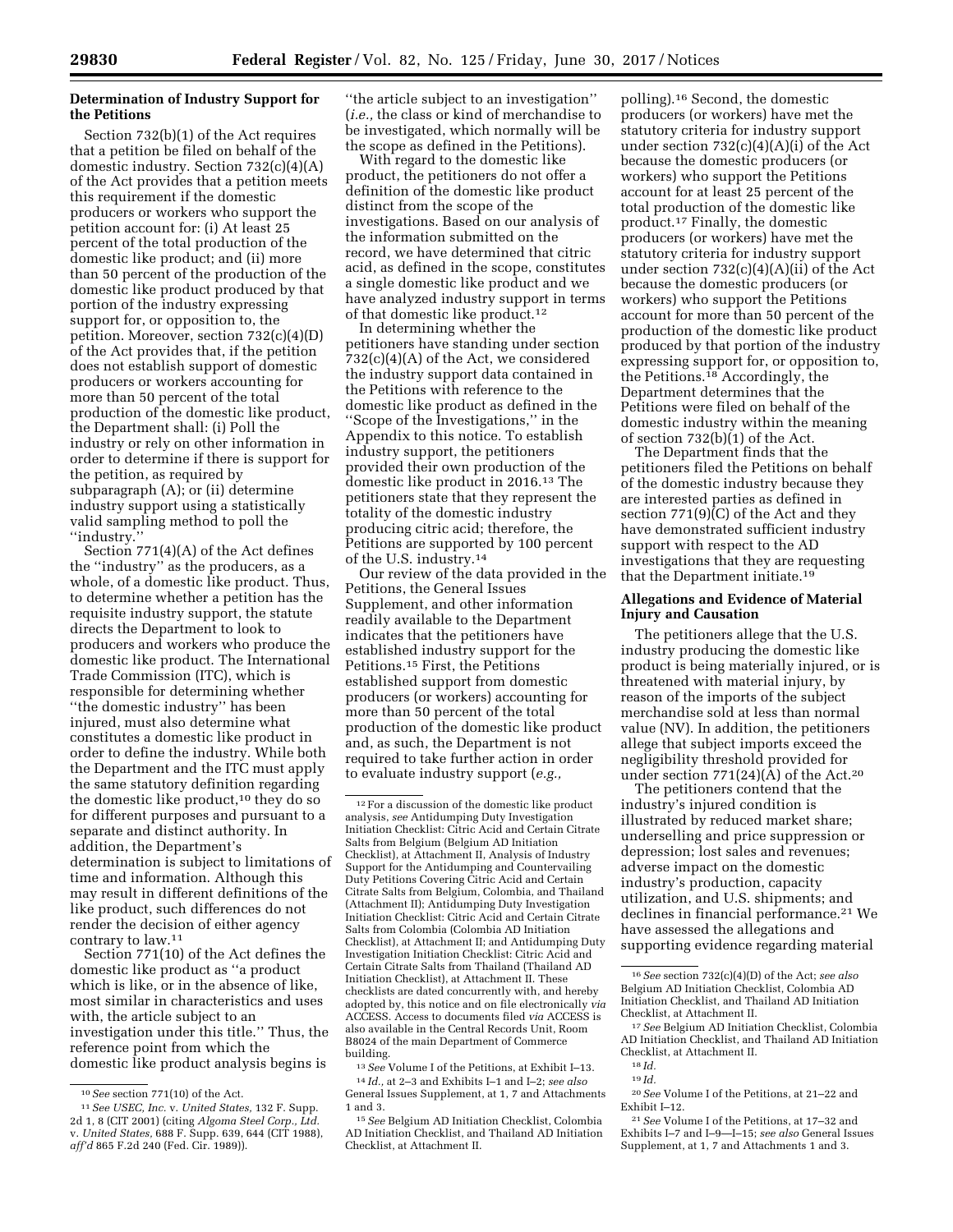### Determination of Industry Support for the Petitions

Section 732(b)(1) of the Act requires that a petition be filed on behalf of the domestic industry. Section 732(c)(4)(A) of the Act provides that a petition meets this requirement if the domestic producers or workers who support the petition account for: (i) At least 25 percent of the total production of the domestic like product; and (ii) more than 50 percent of the production of the domestic like product produced by that portion of the industry expressing support for, or opposition to, the petition. Moreover, section 732(c)(4)(D) of the Act provides that, if the petition does not establish support of domestic producers or workers accounting for more than 50 percent of the total production of the domestic like product, the Department shall: (i) Poll the industry or rely on other information in order to determine if there is support for the petition, as required by subparagraph (A); or (ii) determine industry support using a statistically valid sampling method to poll the ''industry.''

Section 771(4)(A) of the Act defines the ''industry'' as the producers, as a whole, of a domestic like product. Thus, to determine whether a petition has the requisite industry support, the statute directs the Department to look to producers and workers who produce the domestic like product. The International Trade Commission (ITC), which is responsible for determining whether ''the domestic industry'' has been injured, must also determine what constitutes a domestic like product in order to define the industry. While both the Department and the ITC must apply the same statutory definition regarding the domestic like product,[10] they do so for different purposes and pursuant to a separate and distinct authority. In addition, the Department's determination is subject to limitations of time and information. Although this may result in different definitions of the like product, such differences do not render the decision of either agency contrary to law.[11]

Section 771(10) of the Act defines the domestic like product as ''a product which is like, or in the absence of like, most similar in characteristics and uses with, the article subject to an investigation under this title.'' Thus, the reference point from which the domestic like product analysis begins is ''the article subject to an investigation'' (*i.e.,* the class or kind of merchandise to be investigated, which normally will be the scope as defined in the Petitions).

With regard to the domestic like product, the petitioners do not offer a definition of the domestic like product distinct from the scope of the investigations. Based on our analysis of the information submitted on the record, we have determined that citric acid, as defined in the scope, constitutes a single domestic like product and we have analyzed industry support in terms of that domestic like product.[12]

In determining whether the petitioners have standing under section 732(c)(4)(A) of the Act, we considered the industry support data contained in the Petitions with reference to the domestic like product as defined in the ''Scope of the Investigations,'' in the Appendix to this notice. To establish industry support, the petitioners provided their own production of the domestic like product in 2016.[13] The petitioners state that they represent the totality of the domestic industry producing citric acid; therefore, the Petitions are supported by 100 percent of the U.S. industry.[14]

Our review of the data provided in the Petitions, the General Issues Supplement, and other information readily available to the Department indicates that the petitioners have established industry support for the Petitions.[15] First, the Petitions established support from domestic producers (or workers) accounting for more than 50 percent of the total production of the domestic like product and, as such, the Department is not required to take further action in order to evaluate industry support (*e.g.,* polling).[16] Second, the domestic producers (or workers) have met the statutory criteria for industry support under section 732(c)(4)(A)(i) of the Act because the domestic producers (or workers) who support the Petitions account for at least 25 percent of the total production of the domestic like product.[17] Finally, the domestic producers (or workers) have met the statutory criteria for industry support under section 732(c)(4)(A)(ii) of the Act because the domestic producers (or workers) who support the Petitions account for more than 50 percent of the production of the domestic like product produced by that portion of the industry expressing support for, or opposition to, the Petitions.[18] Accordingly, the Department determines that the Petitions were filed on behalf of the domestic industry within the meaning of section 732(b)(1) of the Act.

The Department finds that the petitioners filed the Petitions on behalf of the domestic industry because they are interested parties as defined in section 771(9)(C) of the Act and they have demonstrated sufficient industry support with respect to the AD investigations that they are requesting that the Department initiate.[19]

### Allegations and Evidence of Material Injury and Causation

The petitioners allege that the U.S. industry producing the domestic like product is being materially injured, or is threatened with material injury, by reason of the imports of the subject merchandise sold at less than normal value (NV). In addition, the petitioners allege that subject imports exceed the negligibility threshold provided for under section 771(24)(A) of the Act.[20]

The petitioners contend that the industry's injured condition is illustrated by reduced market share; underselling and price suppression or depression; lost sales and revenues; adverse impact on the domestic industry's production, capacity utilization, and U.S. shipments; and declines in financial performance.[21] We have assessed the allegations and supporting evidence regarding material

---

[10] *See* section 771(10) of the Act.

[11] *See USEC, Inc.* v. *United States,* 132 F. Supp. 2d 1, 8 (CIT 2001) (citing *Algoma Steel Corp., Ltd.* v. *United States,* 688 F. Supp. 639, 644 (CIT 1988), *aff'd* 865 F.2d 240 (Fed. Cir. 1989)).

[12] For a discussion of the domestic like product analysis, *see* Antidumping Duty Investigation Initiation Checklist: Citric Acid and Certain Citrate Salts from Belgium (Belgium AD Initiation Checklist), at Attachment II, Analysis of Industry Support for the Antidumping and Countervailing Duty Petitions Covering Citric Acid and Certain Citrate Salts from Belgium, Colombia, and Thailand (Attachment II); Antidumping Duty Investigation Initiation Checklist: Citric Acid and Certain Citrate Salts from Colombia (Colombia AD Initiation Checklist), at Attachment II; and Antidumping Duty Investigation Initiation Checklist: Citric Acid and Certain Citrate Salts from Thailand (Thailand AD Initiation Checklist), at Attachment II. These checklists are dated concurrently with, and hereby adopted by, this notice and on file electronically *via* ACCESS. Access to documents filed *via* ACCESS is also available in the Central Records Unit, Room B8024 of the main Department of Commerce building.

[13] *See* Volume I of the Petitions, at Exhibit I–13.

[14] *Id.,* at 2–3 and Exhibits I–1 and I–2; *see also* General Issues Supplement, at 1, 7 and Attachments 1 and 3.

[15] *See* Belgium AD Initiation Checklist, Colombia AD Initiation Checklist, and Thailand AD Initiation Checklist, at Attachment II.

[16] *See* section 732(c)(4)(D) of the Act; *see also* Belgium AD Initiation Checklist, Colombia AD Initiation Checklist, and Thailand AD Initiation Checklist, at Attachment II.

[17] *See* Belgium AD Initiation Checklist, Colombia AD Initiation Checklist, and Thailand AD Initiation Checklist, at Attachment II.

[18] *Id.*

[19] *Id.*

[20] *See* Volume I of the Petitions, at 21–22 and Exhibit I–12.

[21] *See* Volume I of the Petitions, at 17–32 and Exhibits I–7 and I–9—I–15; *see also* General Issues Supplement, at 1, 7 and Attachments 1 and 3.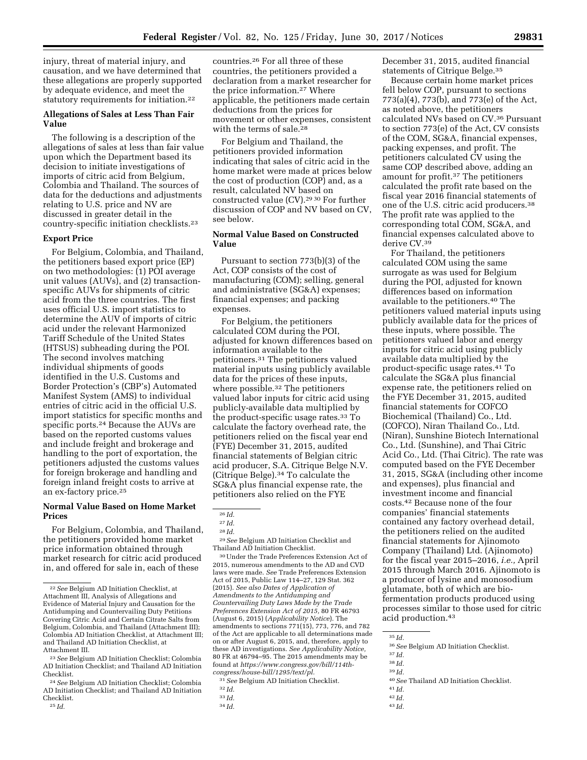injury, threat of material injury, and causation, and we have determined that these allegations are properly supported by adequate evidence, and meet the statutory requirements for initiation.[22]

**Allegations of Sales at Less Than Fair Value**

The following is a description of the allegations of sales at less than fair value upon which the Department based its decision to initiate investigations of imports of citric acid from Belgium, Colombia and Thailand. The sources of data for the deductions and adjustments relating to U.S. price and NV are discussed in greater detail in the country-specific initiation checklists.[23]

**Export Price**

For Belgium, Colombia, and Thailand, the petitioners based export price (EP) on two methodologies: (1) POI average unit values (AUVs), and (2) transaction-specific AUVs for shipments of citric acid from the three countries. The first uses official U.S. import statistics to determine the AUV of imports of citric acid under the relevant Harmonized Tariff Schedule of the United States (HTSUS) subheading during the POI. The second involves matching individual shipments of goods identified in the U.S. Customs and Border Protection's (CBP's) Automated Manifest System (AMS) to individual entries of citric acid in the official U.S. import statistics for specific months and specific ports.[24] Because the AUVs are based on the reported customs values and include freight and brokerage and handling to the port of exportation, the petitioners adjusted the customs values for foreign brokerage and handling and foreign inland freight costs to arrive at an ex-factory price.[25]

**Normal Value Based on Home Market Prices**

For Belgium, Colombia, and Thailand, the petitioners provided home market price information obtained through market research for citric acid produced in, and offered for sale in, each of these countries.[26] For all three of these countries, the petitioners provided a declaration from a market researcher for the price information.[27] Where applicable, the petitioners made certain deductions from the prices for movement or other expenses, consistent with the terms of sale.[28]

For Belgium and Thailand, the petitioners provided information indicating that sales of citric acid in the home market were made at prices below the cost of production (COP) and, as a result, calculated NV based on constructed value (CV).[29] [30] For further discussion of COP and NV based on CV, see below.

**Normal Value Based on Constructed Value**

Pursuant to section 773(b)(3) of the Act, COP consists of the cost of manufacturing (COM); selling, general and administrative (SG&A) expenses; financial expenses; and packing expenses.

For Belgium, the petitioners calculated COM during the POI, adjusted for known differences based on information available to the petitioners.[31] The petitioners valued material inputs using publicly available data for the prices of these inputs, where possible.[32] The petitioners valued labor inputs for citric acid using publicly-available data multiplied by the product-specific usage rates.[33] To calculate the factory overhead rate, the petitioners relied on the fiscal year end (FYE) December 31, 2015, audited financial statements of Belgian citric acid producer, S.A. Citrique Belge N.V. (Citrique Belge).[34] To calculate the SG&A plus financial expense rate, the petitioners also relied on the FYE December 31, 2015, audited financial statements of Citrique Belge.[35]

Because certain home market prices fell below COP, pursuant to sections 773(a)(4), 773(b), and 773(e) of the Act, as noted above, the petitioners calculated NVs based on CV.[36] Pursuant to section 773(e) of the Act, CV consists of the COM, SG&A, financial expenses, packing expenses, and profit. The petitioners calculated CV using the same COP described above, adding an amount for profit.[37] The petitioners calculated the profit rate based on the fiscal year 2016 financial statements of one of the U.S. citric acid producers.[38] The profit rate was applied to the corresponding total COM, SG&A, and financial expenses calculated above to derive CV.[39]

For Thailand, the petitioners calculated COM using the same surrogate as was used for Belgium during the POI, adjusted for known differences based on information available to the petitioners.[40] The petitioners valued material inputs using publicly available data for the prices of these inputs, where possible. The petitioners valued labor and energy inputs for citric acid using publicly available data multiplied by the product-specific usage rates.[41] To calculate the SG&A plus financial expense rate, the petitioners relied on the FYE December 31, 2015, audited financial statements for COFCO Biochemical (Thailand) Co., Ltd. (COFCO), Niran Thailand Co., Ltd. (Niran), Sunshine Biotech International Co., Ltd. (Sunshine), and Thai Citric Acid Co., Ltd. (Thai Citric). The rate was computed based on the FYE December 31, 2015, SG&A (including other income and expenses), plus financial and investment income and financial costs.[42] Because none of the four companies' financial statements contained any factory overhead detail, the petitioners relied on the audited financial statements for Ajinomoto Company (Thailand) Ltd. (Ajinomoto) for the fiscal year 2015–2016, *i.e.,* April 2015 through March 2016. Ajinomoto is a producer of lysine and monosodium glutamate, both of which are bio-fermentation products produced using processes similar to those used for citric acid production.[43]

---

[22] *See* Belgium AD Initiation Checklist, at Attachment III, Analysis of Allegations and Evidence of Material Injury and Causation for the Antidumping and Countervailing Duty Petitions Covering Citric Acid and Certain Citrate Salts from Belgium, Colombia, and Thailand (Attachment III); Colombia AD Initiation Checklist, at Attachment III; and Thailand AD Initiation Checklist, at Attachment III.

[23] *See* Belgium AD Initiation Checklist; Colombia AD Initiation Checklist; and Thailand AD Initiation Checklist.

[24] *See* Belgium AD Initiation Checklist; Colombia AD Initiation Checklist; and Thailand AD Initiation Checklist.

[25] *Id.*

[26] *Id.*

[27] *Id.*

[28] *Id.*

[29] *See* Belgium AD Initiation Checklist and Thailand AD Initiation Checklist.

[30] Under the Trade Preferences Extension Act of 2015, numerous amendments to the AD and CVD laws were made. *See* Trade Preferences Extension Act of 2015, Public Law 114–27, 129 Stat. 362 (2015). *See also Dates of Application of Amendments to the Antidumping and Countervailing Duty Laws Made by the Trade Preferences Extension Act of 2015,* 80 FR 46793 (August 6, 2015) (*Applicability Notice*). The amendments to sections 771(15), 773, 776, and 782 of the Act are applicable to all determinations made on or after August 6, 2015, and, therefore, apply to these AD investigations. *See Applicability Notice,* 80 FR at 46794–95. The 2015 amendments may be found at *https://www.congress.gov/bill/114th-congress/house-bill/1295/text/pl.*

[31] *See* Belgium AD Initiation Checklist.

[32] *Id.*

[33] *Id.*

[34] *Id.*

[35] *Id.*

[36] *See* Belgium AD Initiation Checklist.

[37] *Id.*

[38] *Id.*

[39] *Id.*

[40] *See* Thailand AD Initiation Checklist.

[41] *Id.*

[42] *Id.*

[43] *Id.*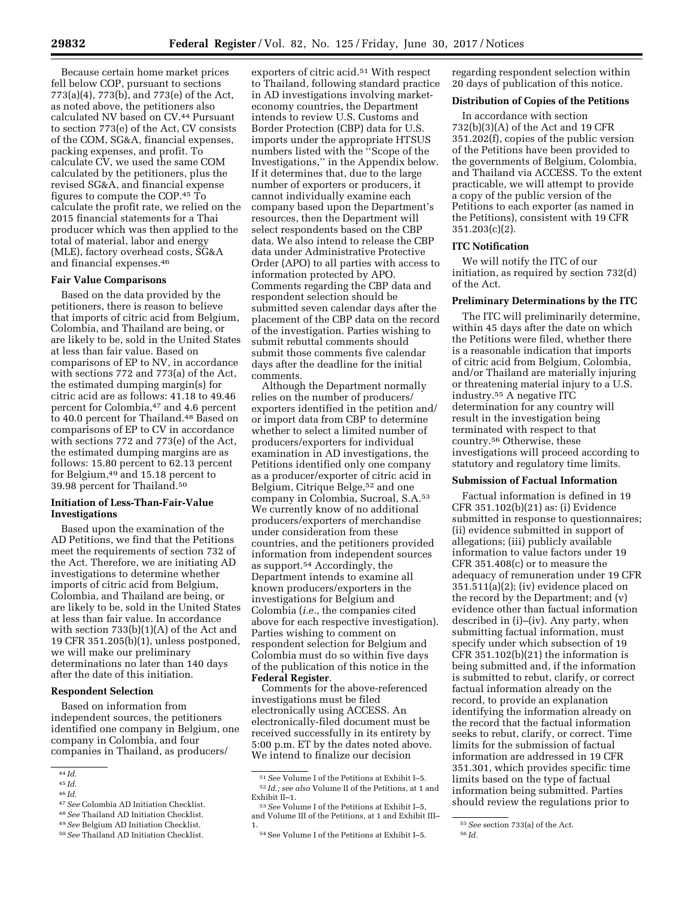Because certain home market prices fell below COP, pursuant to sections 773(a)(4), 773(b), and 773(e) of the Act, as noted above, the petitioners also calculated NV based on CV.[44] Pursuant to section 773(e) of the Act, CV consists of the COM, SG&A, financial expenses, packing expenses, and profit. To calculate CV, we used the same COM calculated by the petitioners, plus the revised SG&A, and financial expense figures to compute the COP.[45] To calculate the profit rate, we relied on the 2015 financial statements for a Thai producer which was then applied to the total of material, labor and energy (MLE), factory overhead costs, SG&A and financial expenses.[46]

### Fair Value Comparisons

Based on the data provided by the petitioners, there is reason to believe that imports of citric acid from Belgium, Colombia, and Thailand are being, or are likely to be, sold in the United States at less than fair value. Based on comparisons of EP to NV, in accordance with sections 772 and 773(a) of the Act, the estimated dumping margin(s) for citric acid are as follows: 41.18 to 49.46 percent for Colombia,[47] and 4.6 percent to 40.0 percent for Thailand.[48] Based on comparisons of EP to CV in accordance with sections 772 and 773(e) of the Act, the estimated dumping margins are as follows: 15.80 percent to 62.13 percent for Belgium,[49] and 15.18 percent to 39.98 percent for Thailand.[50]

### Initiation of Less-Than-Fair-Value Investigations

Based upon the examination of the AD Petitions, we find that the Petitions meet the requirements of section 732 of the Act. Therefore, we are initiating AD investigations to determine whether imports of citric acid from Belgium, Colombia, and Thailand are being, or are likely to be, sold in the United States at less than fair value. In accordance with section 733(b)(1)(A) of the Act and 19 CFR 351.205(b)(1), unless postponed, we will make our preliminary determinations no later than 140 days after the date of this initiation.

### Respondent Selection

Based on information from independent sources, the petitioners identified one company in Belgium, one company in Colombia, and four companies in Thailand, as producers/exporters of citric acid.[51] With respect to Thailand, following standard practice in AD investigations involving market-economy countries, the Department intends to review U.S. Customs and Border Protection (CBP) data for U.S. imports under the appropriate HTSUS numbers listed with the "Scope of the Investigations," in the Appendix below. If it determines that, due to the large number of exporters or producers, it cannot individually examine each company based upon the Department's resources, then the Department will select respondents based on the CBP data. We also intend to release the CBP data under Administrative Protective Order (APO) to all parties with access to information protected by APO. Comments regarding the CBP data and respondent selection should be submitted seven calendar days after the placement of the CBP data on the record of the investigation. Parties wishing to submit rebuttal comments should submit those comments five calendar days after the deadline for the initial comments.

Although the Department normally relies on the number of producers/exporters identified in the petition and/or import data from CBP to determine whether to select a limited number of producers/exporters for individual examination in AD investigations, the Petitions identified only one company as a producer/exporter of citric acid in Belgium, Citrique Belge,[52] and one company in Colombia, Sucroal, S.A.[53] We currently know of no additional producers/exporters of merchandise under consideration from these countries, and the petitioners provided information from independent sources as support.[54] Accordingly, the Department intends to examine all known producers/exporters in the investigations for Belgium and Colombia (*i.e.,* the companies cited above for each respective investigation). Parties wishing to comment on respondent selection for Belgium and Colombia must do so within five days of the publication of this notice in the **Federal Register**.

Comments for the above-referenced investigations must be filed electronically using ACCESS. An electronically-filed document must be received successfully in its entirety by 5:00 p.m. ET by the dates noted above. We intend to finalize our decision regarding respondent selection within 20 days of publication of this notice.

### Distribution of Copies of the Petitions

In accordance with section 732(b)(3)(A) of the Act and 19 CFR 351.202(f), copies of the public version of the Petitions have been provided to the governments of Belgium, Colombia, and Thailand via ACCESS. To the extent practicable, we will attempt to provide a copy of the public version of the Petitions to each exporter (as named in the Petitions), consistent with 19 CFR 351.203(c)(2).

### ITC Notification

We will notify the ITC of our initiation, as required by section 732(d) of the Act.

### Preliminary Determinations by the ITC

The ITC will preliminarily determine, within 45 days after the date on which the Petitions were filed, whether there is a reasonable indication that imports of citric acid from Belgium, Colombia, and/or Thailand are materially injuring or threatening material injury to a U.S. industry.[55] A negative ITC determination for any country will result in the investigation being terminated with respect to that country.[56] Otherwise, these investigations will proceed according to statutory and regulatory time limits.

### Submission of Factual Information

Factual information is defined in 19 CFR 351.102(b)(21) as: (i) Evidence submitted in response to questionnaires; (ii) evidence submitted in support of allegations; (iii) publicly available information to value factors under 19 CFR 351.408(c) or to measure the adequacy of remuneration under 19 CFR 351.511(a)(2); (iv) evidence placed on the record by the Department; and (v) evidence other than factual information described in (i)–(iv). Any party, when submitting factual information, must specify under which subsection of 19 CFR 351.102(b)(21) the information is being submitted and, if the information is submitted to rebut, clarify, or correct factual information already on the record, to provide an explanation identifying the information already on the record that the factual information seeks to rebut, clarify, or correct. Time limits for the submission of factual information are addressed in 19 CFR 351.301, which provides specific time limits based on the type of factual information being submitted. Parties should review the regulations prior to

---

[44] *Id.*

[45] *Id.*

[46] *Id.*

[47] *See* Colombia AD Initiation Checklist.

[48] *See* Thailand AD Initiation Checklist.

[49] *See* Belgium AD Initiation Checklist.

[50] *See* Thailand AD Initiation Checklist.

[51] *See* Volume I of the Petitions at Exhibit I–5.

[52] *Id.; see also* Volume II of the Petitions, at 1 and Exhibit II–1.

[53] *See* Volume I of the Petitions at Exhibit I–5, and Volume III of the Petitions, at 1 and Exhibit III–1.

[54] See Volume I of the Petitions at Exhibit I–5.

[55] *See* section 733(a) of the Act.

[56] *Id.*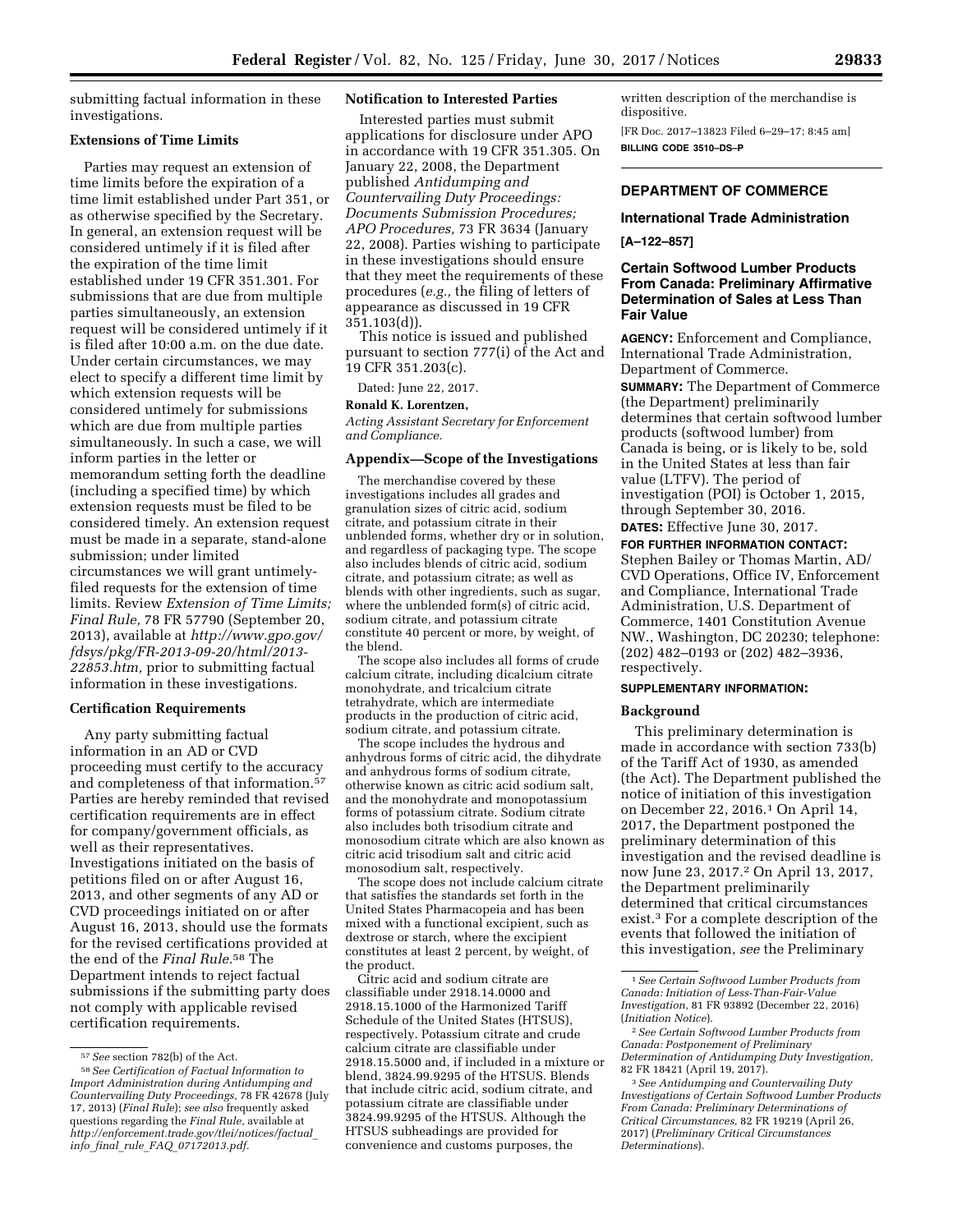submitting factual information in these investigations.

### Extensions of Time Limits

Parties may request an extension of time limits before the expiration of a time limit established under Part 351, or as otherwise specified by the Secretary. In general, an extension request will be considered untimely if it is filed after the expiration of the time limit established under 19 CFR 351.301. For submissions that are due from multiple parties simultaneously, an extension request will be considered untimely if it is filed after 10:00 a.m. on the due date. Under certain circumstances, we may elect to specify a different time limit by which extension requests will be considered untimely for submissions which are due from multiple parties simultaneously. In such a case, we will inform parties in the letter or memorandum setting forth the deadline (including a specified time) by which extension requests must be filed to be considered timely. An extension request must be made in a separate, stand-alone submission; under limited circumstances we will grant untimely-filed requests for the extension of time limits. Review *Extension of Time Limits; Final Rule,* 78 FR 57790 (September 20, 2013), available at *http://www.gpo.gov/fdsys/pkg/FR-2013-09-20/html/2013-22853.htm,* prior to submitting factual information in these investigations.

### Certification Requirements

Any party submitting factual information in an AD or CVD proceeding must certify to the accuracy and completeness of that information.[57] Parties are hereby reminded that revised certification requirements are in effect for company/government officials, as well as their representatives. Investigations initiated on the basis of petitions filed on or after August 16, 2013, and other segments of any AD or CVD proceedings initiated on or after August 16, 2013, should use the formats for the revised certifications provided at the end of the *Final Rule.*[58] The Department intends to reject factual submissions if the submitting party does not comply with applicable revised certification requirements.

### Notification to Interested Parties

Interested parties must submit applications for disclosure under APO in accordance with 19 CFR 351.305. On January 22, 2008, the Department published *Antidumping and Countervailing Duty Proceedings: Documents Submission Procedures; APO Procedures,* 73 FR 3634 (January 22, 2008). Parties wishing to participate in these investigations should ensure that they meet the requirements of these procedures (*e.g.,* the filing of letters of appearance as discussed in 19 CFR 351.103(d)).

This notice is issued and published pursuant to section 777(i) of the Act and 19 CFR 351.203(c).

Dated: June 22, 2017.

**Ronald K. Lorentzen,**

*Acting Assistant Secretary for Enforcement and Compliance.*

### Appendix—Scope of the Investigations

The merchandise covered by these investigations includes all grades and granulation sizes of citric acid, sodium citrate, and potassium citrate in their unblended forms, whether dry or in solution, and regardless of packaging type. The scope also includes blends of citric acid, sodium citrate, and potassium citrate; as well as blends with other ingredients, such as sugar, where the unblended form(s) of citric acid, sodium citrate, and potassium citrate constitute 40 percent or more, by weight, of the blend.

The scope also includes all forms of crude calcium citrate, including dicalcium citrate monohydrate, and tricalcium citrate tetrahydrate, which are intermediate products in the production of citric acid, sodium citrate, and potassium citrate.

The scope includes the hydrous and anhydrous forms of citric acid, the dihydrate and anhydrous forms of sodium citrate, otherwise known as citric acid sodium salt, and the monohydrate and monopotassium forms of potassium citrate. Sodium citrate also includes both trisodium citrate and monosodium citrate which are also known as citric acid trisodium salt and citric acid monosodium salt, respectively.

The scope does not include calcium citrate that satisfies the standards set forth in the United States Pharmacopeia and has been mixed with a functional excipient, such as dextrose or starch, where the excipient constitutes at least 2 percent, by weight, of the product.

Citric acid and sodium citrate are classifiable under 2918.14.0000 and 2918.15.1000 of the Harmonized Tariff Schedule of the United States (HTSUS), respectively. Potassium citrate and crude calcium citrate are classifiable under 2918.15.5000 and, if included in a mixture or blend, 3824.99.9295 of the HTSUS. Blends that include citric acid, sodium citrate, and potassium citrate are classifiable under 3824.99.9295 of the HTSUS. Although the HTSUS subheadings are provided for convenience and customs purposes, the written description of the merchandise is dispositive.

[FR Doc. 2017–13823 Filed 6–29–17; 8:45 am]

**BILLING CODE 3510–DS–P**

---

## DEPARTMENT OF COMMERCE

### International Trade Administration

**[A–122–857]**

### Certain Softwood Lumber Products From Canada: Preliminary Affirmative Determination of Sales at Less Than Fair Value

**AGENCY:** Enforcement and Compliance, International Trade Administration, Department of Commerce.

**SUMMARY:** The Department of Commerce (the Department) preliminarily determines that certain softwood lumber products (softwood lumber) from Canada is being, or is likely to be, sold in the United States at less than fair value (LTFV). The period of investigation (POI) is October 1, 2015, through September 30, 2016.

**DATES:** Effective June 30, 2017.

**FOR FURTHER INFORMATION CONTACT:** Stephen Bailey or Thomas Martin, AD/CVD Operations, Office IV, Enforcement and Compliance, International Trade Administration, U.S. Department of Commerce, 1401 Constitution Avenue NW., Washington, DC 20230; telephone: (202) 482–0193 or (202) 482–3936, respectively.

**SUPPLEMENTARY INFORMATION:**

### Background

This preliminary determination is made in accordance with section 733(b) of the Tariff Act of 1930, as amended (the Act). The Department published the notice of initiation of this investigation on December 22, 2016.[1] On April 14, 2017, the Department postponed the preliminary determination of this investigation and the revised deadline is now June 23, 2017.[2] On April 13, 2017, the Department preliminarily determined that critical circumstances exist.[3] For a complete description of the events that followed the initiation of this investigation, *see* the Preliminary

---

[57] *See* section 782(b) of the Act.

[58] *See Certification of Factual Information to Import Administration during Antidumping and Countervailing Duty Proceedings,* 78 FR 42678 (July 17, 2013) (*Final Rule*); *see also* frequently asked questions regarding the *Final Rule,* available at *http://enforcement.trade.gov/tlei/notices/factual_info_final_rule_FAQ_07172013.pdf.*

[1] *See Certain Softwood Lumber Products from Canada: Initiation of Less-Than-Fair-Value Investigation,* 81 FR 93892 (December 22, 2016) (*Initiation Notice*).

[2] *See Certain Softwood Lumber Products from Canada: Postponement of Preliminary Determination of Antidumping Duty Investigation,* 82 FR 18421 (April 19, 2017).

[3] *See Antidumping and Countervailing Duty Investigations of Certain Softwood Lumber Products From Canada: Preliminary Determinations of Critical Circumstances,* 82 FR 19219 (April 26, 2017) (*Preliminary Critical Circumstances Determinations*).